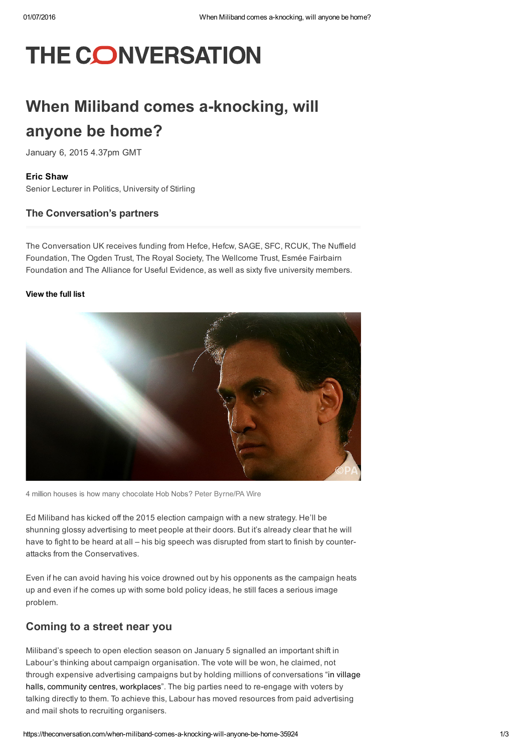# THE CONVERSATION

# When Miliband comes a-knocking, will anyone be home?

January 6, 2015 4.37pm GMT

**Eric Shaw**
Senior Lecturer in Politics, University of Stirling

### The Conversation's partners

The Conversation UK receives funding from Hefce, Hefcw, SAGE, SFC, RCUK, The Nuffield Foundation, The Ogden Trust, The Royal Society, The Wellcome Trust, Esmée Fairbairn Foundation and The Alliance for Useful Evidence, as well as sixty five university members.

**View the full list**

4 million houses is how many chocolate Hob Nobs? Peter Byrne/PA Wire

Ed Miliband has kicked off the 2015 election campaign with a new strategy. He'll be shunning glossy advertising to meet people at their doors. But it's already clear that he will have to fight to be heard at all – his big speech was disrupted from start to finish by counter-attacks from the Conservatives.

Even if he can avoid having his voice drowned out by his opponents as the campaign heats up and even if he comes up with some bold policy ideas, he still faces a serious image problem.

## Coming to a street near you

Miliband's speech to open election season on January 5 signalled an important shift in Labour's thinking about campaign organisation. The vote will be won, he claimed, not through expensive advertising campaigns but by holding millions of conversations "in village halls, community centres, workplaces". The big parties need to re-engage with voters by talking directly to them. To achieve this, Labour has moved resources from paid advertising and mail shots to recruiting organisers.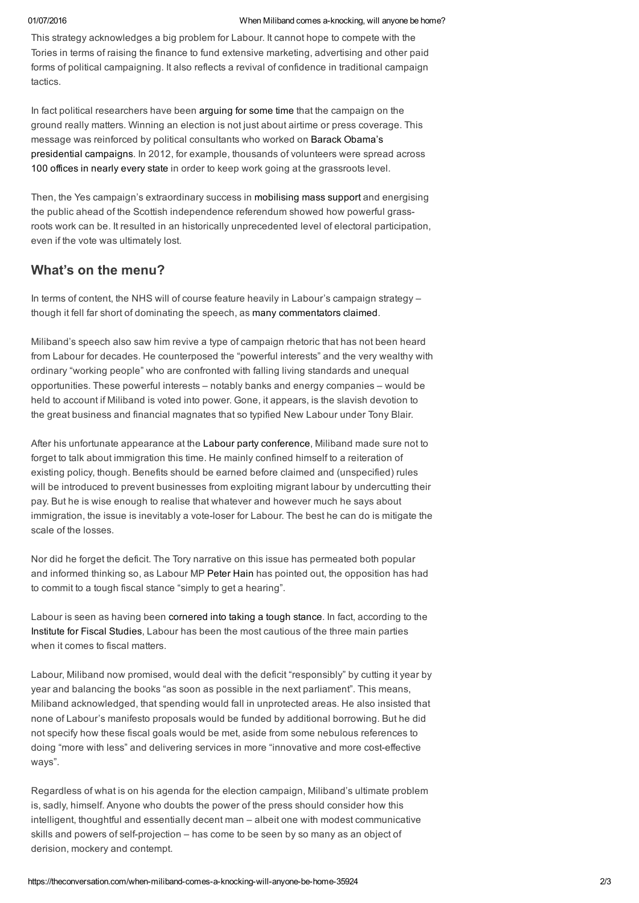This strategy acknowledges a big problem for Labour. It cannot hope to compete with the Tories in terms of raising the finance to fund extensive marketing, advertising and other paid forms of political campaigning. It also reflects a revival of confidence in traditional campaign tactics.

In fact political researchers have been arguing for some time that the campaign on the ground really matters. Winning an election is not just about airtime or press coverage. This message was reinforced by political consultants who worked on Barack Obama's presidential campaigns. In 2012, for example, thousands of volunteers were spread across 100 offices in nearly every state in order to keep work going at the grassroots level.

Then, the Yes campaign's extraordinary success in mobilising mass support and energising the public ahead of the Scottish independence referendum showed how powerful grass-roots work can be. It resulted in an historically unprecedented level of electoral participation, even if the vote was ultimately lost.

## What's on the menu?

In terms of content, the NHS will of course feature heavily in Labour's campaign strategy – though it fell far short of dominating the speech, as many commentators claimed.

Miliband's speech also saw him revive a type of campaign rhetoric that has not been heard from Labour for decades. He counterposed the "powerful interests" and the very wealthy with ordinary "working people" who are confronted with falling living standards and unequal opportunities. These powerful interests – notably banks and energy companies – would be held to account if Miliband is voted into power. Gone, it appears, is the slavish devotion to the great business and financial magnates that so typified New Labour under Tony Blair.

After his unfortunate appearance at the Labour party conference, Miliband made sure not to forget to talk about immigration this time. He mainly confined himself to a reiteration of existing policy, though. Benefits should be earned before claimed and (unspecified) rules will be introduced to prevent businesses from exploiting migrant labour by undercutting their pay. But he is wise enough to realise that whatever and however much he says about immigration, the issue is inevitably a vote-loser for Labour. The best he can do is mitigate the scale of the losses.

Nor did he forget the deficit. The Tory narrative on this issue has permeated both popular and informed thinking so, as Labour MP Peter Hain has pointed out, the opposition has had to commit to a tough fiscal stance "simply to get a hearing".

Labour is seen as having been cornered into taking a tough stance. In fact, according to the Institute for Fiscal Studies, Labour has been the most cautious of the three main parties when it comes to fiscal matters.

Labour, Miliband now promised, would deal with the deficit "responsibly" by cutting it year by year and balancing the books "as soon as possible in the next parliament". This means, Miliband acknowledged, that spending would fall in unprotected areas. He also insisted that none of Labour's manifesto proposals would be funded by additional borrowing. But he did not specify how these fiscal goals would be met, aside from some nebulous references to doing "more with less" and delivering services in more "innovative and more cost-effective ways".

Regardless of what is on his agenda for the election campaign, Miliband's ultimate problem is, sadly, himself. Anyone who doubts the power of the press should consider how this intelligent, thoughtful and essentially decent man – albeit one with modest communicative skills and powers of self-projection – has come to be seen by so many as an object of derision, mockery and contempt.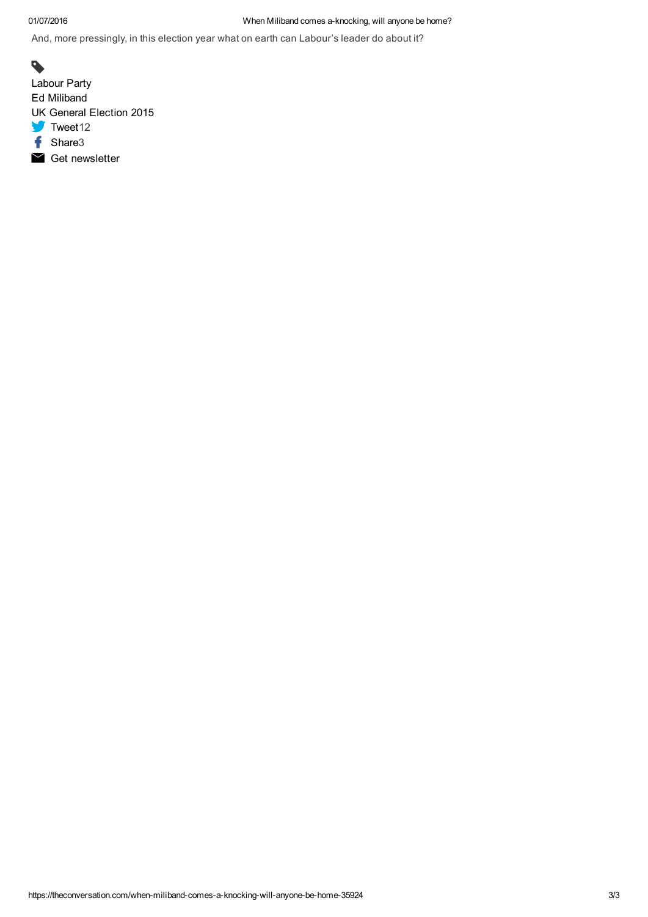And, more pressingly, in this election year what on earth can Labour's leader do about it?

Labour Party
Ed Miliband
UK General Election 2015
Tweet12
Share3
Get newsletter